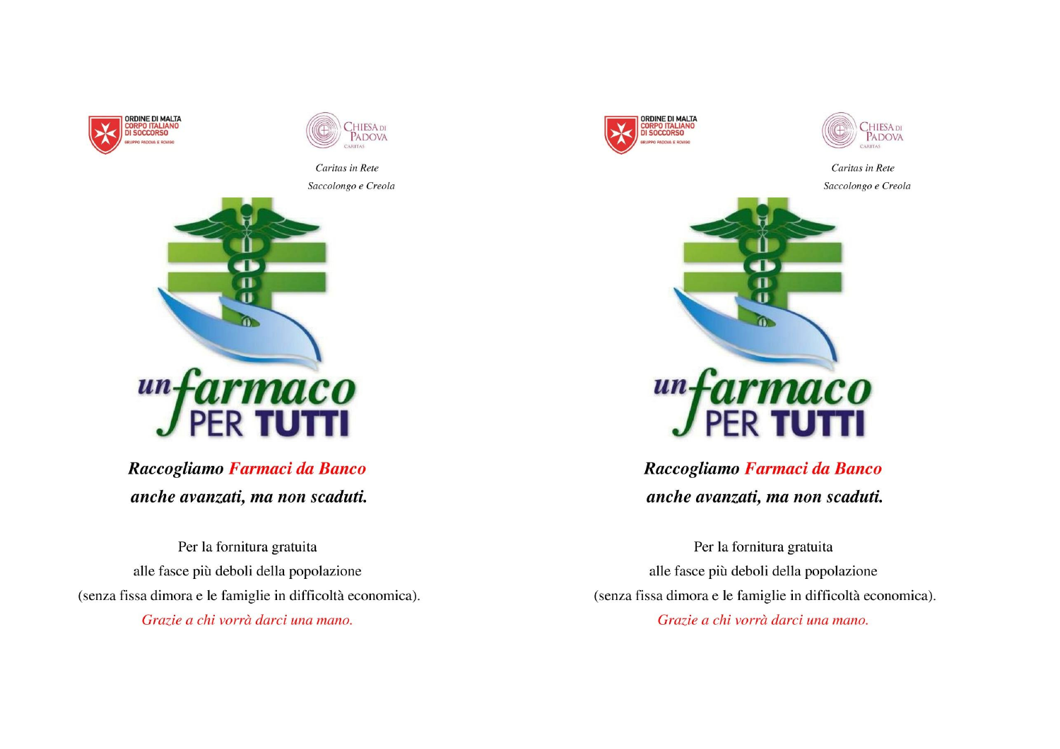ORDINE DI MALTA
CORPO ITALIANO
DI SOCCORSO
GRUPPO PADOVA E ROVIGO

CHIESA DI PADOVA
CARITAS

*Caritas in Rete*
*Saccolongo e Creola*

un farmaco PER TUTTI

***Raccogliamo Farmaci da Banco***
***anche avanzati, ma non scaduti.***

Per la fornitura gratuita
alle fasce più deboli della popolazione
(senza fissa dimora e le famiglie in difficoltà economica).
*Grazie a chi vorrà darci una mano.*

ORDINE DI MALTA
CORPO ITALIANO
DI SOCCORSO
GRUPPO PADOVA E ROVIGO

CHIESA DI PADOVA
CARITAS

*Caritas in Rete*
*Saccolongo e Creola*

un farmaco PER TUTTI

***Raccogliamo Farmaci da Banco***
***anche avanzati, ma non scaduti.***

Per la fornitura gratuita
alle fasce più deboli della popolazione
(senza fissa dimora e le famiglie in difficoltà economica).
*Grazie a chi vorrà darci una mano.*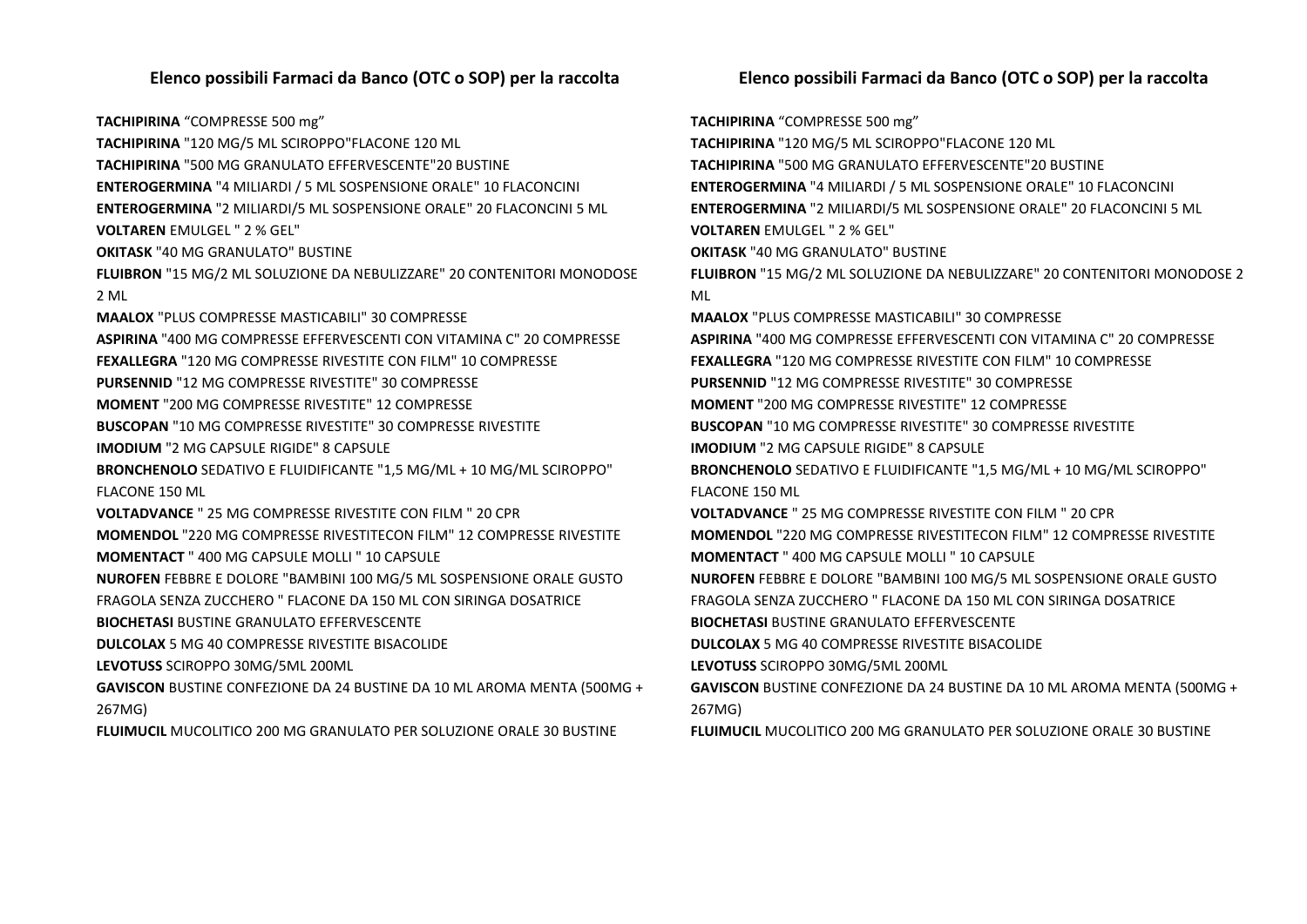## Elenco possibili Farmaci da Banco (OTC o SOP) per la raccolta

**TACHIPIRINA** “COMPRESSE 500 mg”

**TACHIPIRINA** "120 MG/5 ML SCIROPPO"FLACONE 120 ML

**TACHIPIRINA** "500 MG GRANULATO EFFERVESCENTE"20 BUSTINE

**ENTEROGERMINA** "4 MILIARDI / 5 ML SOSPENSIONE ORALE" 10 FLACONCINI

**ENTEROGERMINA** "2 MILIARDI/5 ML SOSPENSIONE ORALE" 20 FLACONCINI 5 ML

**VOLTAREN** EMULGEL " 2 % GEL"

**OKITASK** "40 MG GRANULATO" BUSTINE

**FLUIBRON** "15 MG/2 ML SOLUZIONE DA NEBULIZZARE" 20 CONTENITORI MONODOSE 2 ML

**MAALOX** "PLUS COMPRESSE MASTICABILI" 30 COMPRESSE

**ASPIRINA** "400 MG COMPRESSE EFFERVESCENTI CON VITAMINA C" 20 COMPRESSE

**FEXALLEGRA** "120 MG COMPRESSE RIVESTITE CON FILM" 10 COMPRESSE

**PURSENNID** "12 MG COMPRESSE RIVESTITE" 30 COMPRESSE

**MOMENT** "200 MG COMPRESSE RIVESTITE" 12 COMPRESSE

**BUSCOPAN** "10 MG COMPRESSE RIVESTITE" 30 COMPRESSE RIVESTITE

**IMODIUM** "2 MG CAPSULE RIGIDE" 8 CAPSULE

**BRONCHENOLO** SEDATIVO E FLUIDIFICANTE "1,5 MG/ML + 10 MG/ML SCIROPPO" FLACONE 150 ML

**VOLTADVANCE** " 25 MG COMPRESSE RIVESTITE CON FILM " 20 CPR

**MOMENDOL** "220 MG COMPRESSE RIVESTITECON FILM" 12 COMPRESSE RIVESTITE

**MOMENTACT** " 400 MG CAPSULE MOLLI " 10 CAPSULE

**NUROFEN** FEBBRE E DOLORE "BAMBINI 100 MG/5 ML SOSPENSIONE ORALE GUSTO FRAGOLA SENZA ZUCCHERO " FLACONE DA 150 ML CON SIRINGA DOSATRICE

**BIOCHETASI** BUSTINE GRANULATO EFFERVESCENTE

**DULCOLAX** 5 MG 40 COMPRESSE RIVESTITE BISACOLIDE

**LEVOTUSS** SCIROPPO 30MG/5ML 200ML

**GAVISCON** BUSTINE CONFEZIONE DA 24 BUSTINE DA 10 ML AROMA MENTA (500MG + 267MG)

**FLUIMUCIL** MUCOLITICO 200 MG GRANULATO PER SOLUZIONE ORALE 30 BUSTINE

## Elenco possibili Farmaci da Banco (OTC o SOP) per la raccolta

**TACHIPIRINA** “COMPRESSE 500 mg”

**TACHIPIRINA** "120 MG/5 ML SCIROPPO"FLACONE 120 ML

**TACHIPIRINA** "500 MG GRANULATO EFFERVESCENTE"20 BUSTINE

**ENTEROGERMINA** "4 MILIARDI / 5 ML SOSPENSIONE ORALE" 10 FLACONCINI

**ENTEROGERMINA** "2 MILIARDI/5 ML SOSPENSIONE ORALE" 20 FLACONCINI 5 ML

**VOLTAREN** EMULGEL " 2 % GEL"

**OKITASK** "40 MG GRANULATO" BUSTINE

**FLUIBRON** "15 MG/2 ML SOLUZIONE DA NEBULIZZARE" 20 CONTENITORI MONODOSE 2 ML

**MAALOX** "PLUS COMPRESSE MASTICABILI" 30 COMPRESSE

**ASPIRINA** "400 MG COMPRESSE EFFERVESCENTI CON VITAMINA C" 20 COMPRESSE

**FEXALLEGRA** "120 MG COMPRESSE RIVESTITE CON FILM" 10 COMPRESSE

**PURSENNID** "12 MG COMPRESSE RIVESTITE" 30 COMPRESSE

**MOMENT** "200 MG COMPRESSE RIVESTITE" 12 COMPRESSE

**BUSCOPAN** "10 MG COMPRESSE RIVESTITE" 30 COMPRESSE RIVESTITE

**IMODIUM** "2 MG CAPSULE RIGIDE" 8 CAPSULE

**BRONCHENOLO** SEDATIVO E FLUIDIFICANTE "1,5 MG/ML + 10 MG/ML SCIROPPO" FLACONE 150 ML

**VOLTADVANCE** " 25 MG COMPRESSE RIVESTITE CON FILM " 20 CPR

**MOMENDOL** "220 MG COMPRESSE RIVESTITECON FILM" 12 COMPRESSE RIVESTITE

**MOMENTACT** " 400 MG CAPSULE MOLLI " 10 CAPSULE

**NUROFEN** FEBBRE E DOLORE "BAMBINI 100 MG/5 ML SOSPENSIONE ORALE GUSTO FRAGOLA SENZA ZUCCHERO " FLACONE DA 150 ML CON SIRINGA DOSATRICE

**BIOCHETASI** BUSTINE GRANULATO EFFERVESCENTE

**DULCOLAX** 5 MG 40 COMPRESSE RIVESTITE BISACOLIDE

**LEVOTUSS** SCIROPPO 30MG/5ML 200ML

**GAVISCON** BUSTINE CONFEZIONE DA 24 BUSTINE DA 10 ML AROMA MENTA (500MG + 267MG)

**FLUIMUCIL** MUCOLITICO 200 MG GRANULATO PER SOLUZIONE ORALE 30 BUSTINE